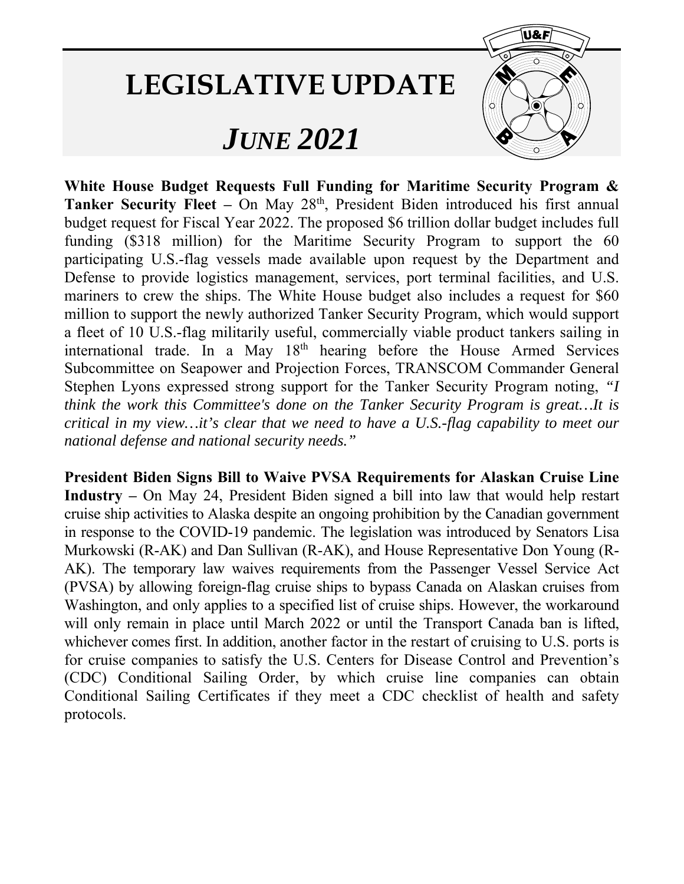# LEGISLATIVE UPDATE

## *JUNE 2021*

**White House Budget Requests Full Funding for Maritime Security Program & Tanker Security Fleet** – On May 28th, President Biden introduced his first annual budget request for Fiscal Year 2022. The proposed $6 trillion dollar budget includes full funding ($318 million) for the Maritime Security Program to support the 60 participating U.S.-flag vessels made available upon request by the Department and Defense to provide logistics management, services, port terminal facilities, and U.S. mariners to crew the ships. The White House budget also includes a request for $60 million to support the newly authorized Tanker Security Program, which would support a fleet of 10 U.S.-flag militarily useful, commercially viable product tankers sailing in international trade. In a May 18th hearing before the House Armed Services Subcommittee on Seapower and Projection Forces, TRANSCOM Commander General Stephen Lyons expressed strong support for the Tanker Security Program noting, *"I think the work this Committee's done on the Tanker Security Program is great…It is critical in my view…it's clear that we need to have a U.S.-flag capability to meet our national defense and national security needs."*

**President Biden Signs Bill to Waive PVSA Requirements for Alaskan Cruise Line Industry** – On May 24, President Biden signed a bill into law that would help restart cruise ship activities to Alaska despite an ongoing prohibition by the Canadian government in response to the COVID-19 pandemic. The legislation was introduced by Senators Lisa Murkowski (R-AK) and Dan Sullivan (R-AK), and House Representative Don Young (R-AK). The temporary law waives requirements from the Passenger Vessel Service Act (PVSA) by allowing foreign-flag cruise ships to bypass Canada on Alaskan cruises from Washington, and only applies to a specified list of cruise ships. However, the workaround will only remain in place until March 2022 or until the Transport Canada ban is lifted, whichever comes first. In addition, another factor in the restart of cruising to U.S. ports is for cruise companies to satisfy the U.S. Centers for Disease Control and Prevention's (CDC) Conditional Sailing Order, by which cruise line companies can obtain Conditional Sailing Certificates if they meet a CDC checklist of health and safety protocols.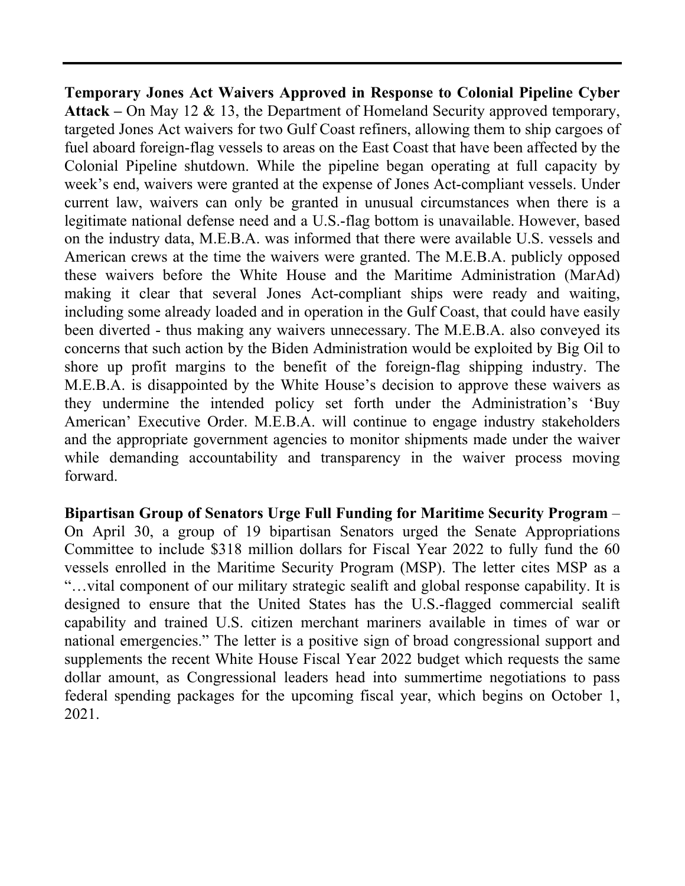---

**Temporary Jones Act Waivers Approved in Response to Colonial Pipeline Cyber Attack –** On May 12 & 13, the Department of Homeland Security approved temporary, targeted Jones Act waivers for two Gulf Coast refiners, allowing them to ship cargoes of fuel aboard foreign-flag vessels to areas on the East Coast that have been affected by the Colonial Pipeline shutdown. While the pipeline began operating at full capacity by week's end, waivers were granted at the expense of Jones Act-compliant vessels. Under current law, waivers can only be granted in unusual circumstances when there is a legitimate national defense need and a U.S.-flag bottom is unavailable. However, based on the industry data, M.E.B.A. was informed that there were available U.S. vessels and American crews at the time the waivers were granted. The M.E.B.A. publicly opposed these waivers before the White House and the Maritime Administration (MarAd) making it clear that several Jones Act-compliant ships were ready and waiting, including some already loaded and in operation in the Gulf Coast, that could have easily been diverted - thus making any waivers unnecessary. The M.E.B.A. also conveyed its concerns that such action by the Biden Administration would be exploited by Big Oil to shore up profit margins to the benefit of the foreign-flag shipping industry. The M.E.B.A. is disappointed by the White House's decision to approve these waivers as they undermine the intended policy set forth under the Administration's 'Buy American' Executive Order. M.E.B.A. will continue to engage industry stakeholders and the appropriate government agencies to monitor shipments made under the waiver while demanding accountability and transparency in the waiver process moving forward.

**Bipartisan Group of Senators Urge Full Funding for Maritime Security Program** – On April 30, a group of 19 bipartisan Senators urged the Senate Appropriations Committee to include $318 million dollars for Fiscal Year 2022 to fully fund the 60 vessels enrolled in the Maritime Security Program (MSP). The letter cites MSP as a "…vital component of our military strategic sealift and global response capability. It is designed to ensure that the United States has the U.S.-flagged commercial sealift capability and trained U.S. citizen merchant mariners available in times of war or national emergencies." The letter is a positive sign of broad congressional support and supplements the recent White House Fiscal Year 2022 budget which requests the same dollar amount, as Congressional leaders head into summertime negotiations to pass federal spending packages for the upcoming fiscal year, which begins on October 1, 2021.